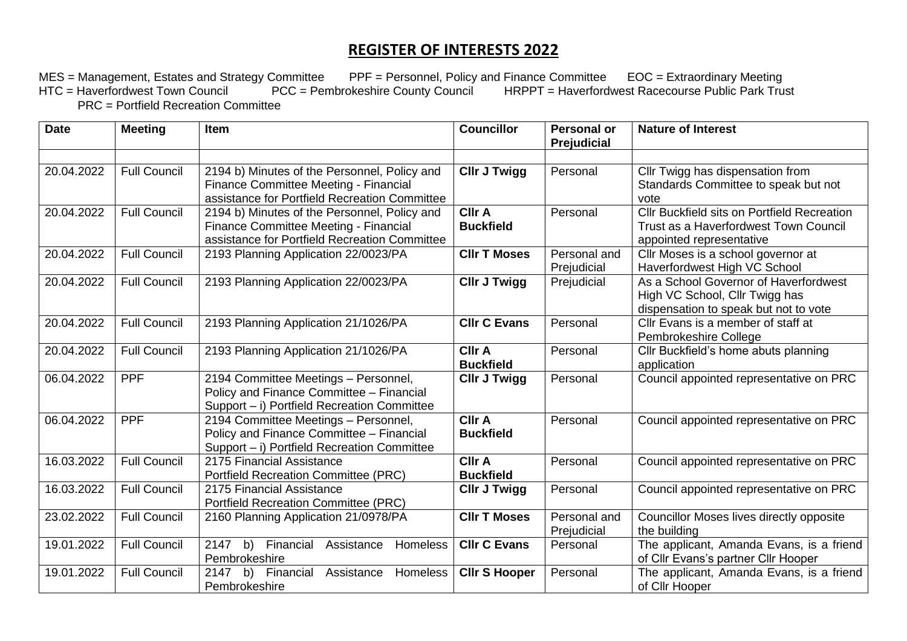# REGISTER OF INTERESTS 2022

MES = Management, Estates and Strategy Committee PPF = Personnel, Policy and Finance Committee EOC = Extraordinary Meeting
HTC = Haverfordwest Town Council PCC = Pembrokeshire County Council HRPPT = Haverfordwest Racecourse Public Park Trust
PRC = Portfield Recreation Committee

| Date | Meeting | Item | Councillor | Personal or Prejudicial | Nature of Interest |
|---|---|---|---|---|---|
| | | | | | |
| 20.04.2022 | Full Council | 2194 b) Minutes of the Personnel, Policy and Finance Committee Meeting - Financial assistance for Portfield Recreation Committee | **Cllr J Twigg** | Personal | Cllr Twigg has dispensation from Standards Committee to speak but not vote |
| 20.04.2022 | Full Council | 2194 b) Minutes of the Personnel, Policy and Finance Committee Meeting - Financial assistance for Portfield Recreation Committee | **Cllr A Buckfield** | Personal | Cllr Buckfield sits on Portfield Recreation Trust as a Haverfordwest Town Council appointed representative |
| 20.04.2022 | Full Council | 2193 Planning Application 22/0023/PA | **Cllr T Moses** | Personal and Prejudicial | Cllr Moses is a school governor at Haverfordwest High VC School |
| 20.04.2022 | Full Council | 2193 Planning Application 22/0023/PA | **Cllr J Twigg** | Prejudicial | As a School Governor of Haverfordwest High VC School, Cllr Twigg has dispensation to speak but not to vote |
| 20.04.2022 | Full Council | 2193 Planning Application 21/1026/PA | **Cllr C Evans** | Personal | Cllr Evans is a member of staff at Pembrokeshire College |
| 20.04.2022 | Full Council | 2193 Planning Application 21/1026/PA | **Cllr A Buckfield** | Personal | Cllr Buckfield's home abuts planning application |
| 06.04.2022 | PPF | 2194 Committee Meetings – Personnel, Policy and Finance Committee – Financial Support – i) Portfield Recreation Committee | **Cllr J Twigg** | Personal | Council appointed representative on PRC |
| 06.04.2022 | PPF | 2194 Committee Meetings – Personnel, Policy and Finance Committee – Financial Support – i) Portfield Recreation Committee | **Cllr A Buckfield** | Personal | Council appointed representative on PRC |
| 16.03.2022 | Full Council | 2175 Financial Assistance Portfield Recreation Committee (PRC) | **Cllr A Buckfield** | Personal | Council appointed representative on PRC |
| 16.03.2022 | Full Council | 2175 Financial Assistance Portfield Recreation Committee (PRC) | **Cllr J Twigg** | Personal | Council appointed representative on PRC |
| 23.02.2022 | Full Council | 2160 Planning Application 21/0978/PA | **Cllr T Moses** | Personal and Prejudicial | Councillor Moses lives directly opposite the building |
| 19.01.2022 | Full Council | 2147 b) Financial Assistance Homeless Pembrokeshire | **Cllr C Evans** | Personal | The applicant, Amanda Evans, is a friend of Cllr Evans's partner Cllr Hooper |
| 19.01.2022 | Full Council | 2147 b) Financial Assistance Homeless Pembrokeshire | **Cllr S Hooper** | Personal | The applicant, Amanda Evans, is a friend of Cllr Hooper |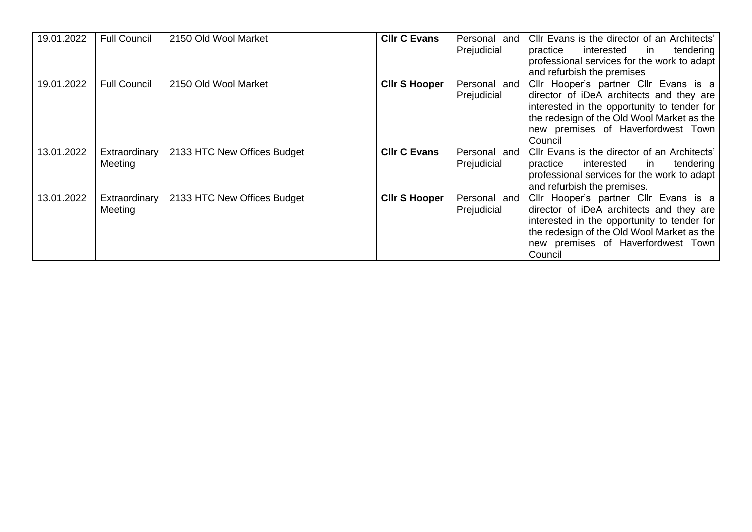| | | | | | |
|---|---|---|---|---|---|
| 19.01.2022 | Full Council | 2150 Old Wool Market | **Cllr C Evans** | Personal and Prejudicial | Cllr Evans is the director of an Architects' practice interested in tendering professional services for the work to adapt and refurbish the premises |
| 19.01.2022 | Full Council | 2150 Old Wool Market | **Cllr S Hooper** | Personal and Prejudicial | Cllr Hooper's partner Cllr Evans is a director of iDeA architects and they are interested in the opportunity to tender for the redesign of the Old Wool Market as the new premises of Haverfordwest Town Council |
| 13.01.2022 | Extraordinary Meeting | 2133 HTC New Offices Budget | **Cllr C Evans** | Personal and Prejudicial | Cllr Evans is the director of an Architects' practice interested in tendering professional services for the work to adapt and refurbish the premises. |
| 13.01.2022 | Extraordinary Meeting | 2133 HTC New Offices Budget | **Cllr S Hooper** | Personal and Prejudicial | Cllr Hooper's partner Cllr Evans is a director of iDeA architects and they are interested in the opportunity to tender for the redesign of the Old Wool Market as the new premises of Haverfordwest Town Council |